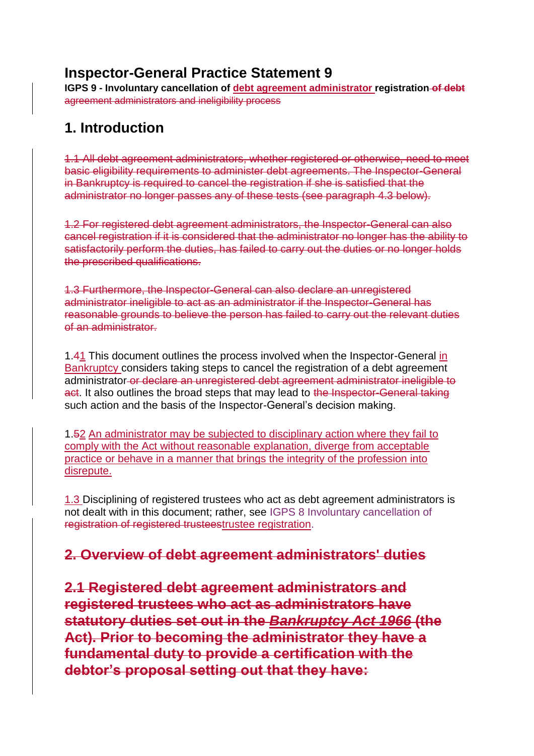# Inspector-General Practice Statement 9

**IGPS 9 - Involuntary cancellation of debt agreement administrator registration ~~of debt agreement administrators and ineligibility process~~**

## 1. Introduction

~~1.1 All debt agreement administrators, whether registered or otherwise, need to meet basic eligibility requirements to administer debt agreements. The Inspector-General in Bankruptcy is required to cancel the registration if she is satisfied that the administrator no longer passes any of these tests (see paragraph 4.3 below).~~

~~1.2 For registered debt agreement administrators, the Inspector-General can also cancel registration if it is considered that the administrator no longer has the ability to satisfactorily perform the duties, has failed to carry out the duties or no longer holds the prescribed qualifications.~~

~~1.3 Furthermore, the Inspector-General can also declare an unregistered administrator ineligible to act as an administrator if the Inspector-General has reasonable grounds to believe the person has failed to carry out the relevant duties of an administrator.~~

1.~~4~~1 This document outlines the process involved when the Inspector-General in Bankruptcy considers taking steps to cancel the registration of a debt agreement administrator ~~or declare an unregistered debt agreement administrator ineligible to act~~. It also outlines the broad steps that may lead to ~~the Inspector-General taking~~ such action and the basis of the Inspector-General's decision making.

1.~~5~~2 An administrator may be subjected to disciplinary action where they fail to comply with the Act without reasonable explanation, diverge from acceptable practice or behave in a manner that brings the integrity of the profession into disrepute.

1.3 Disciplining of registered trustees who act as debt agreement administrators is not dealt with in this document; rather, see IGPS 8 Involuntary cancellation of ~~registration of registered trustees~~trustee registration.

## ~~2. Overview of debt agreement administrators' duties~~

### ~~2.1 Registered debt agreement administrators and registered trustees who act as administrators have statutory duties set out in the *Bankruptcy Act 1966* (the Act). Prior to becoming the administrator they have a fundamental duty to provide a certification with the debtor's proposal setting out that they have:~~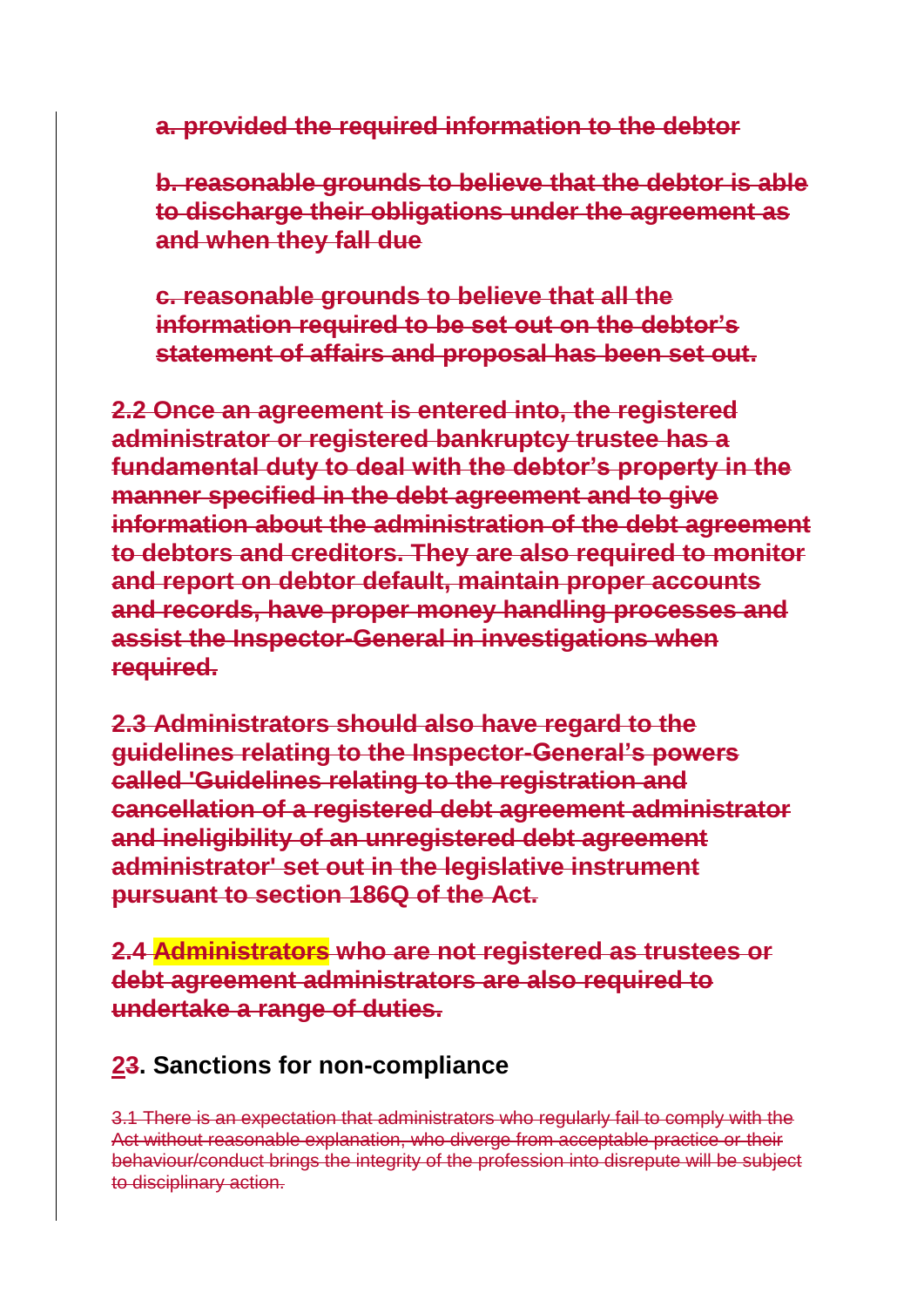**a. provided the required information to the debtor**

**b. reasonable grounds to believe that the debtor is able to discharge their obligations under the agreement as and when they fall due**

**c. reasonable grounds to believe that all the information required to be set out on the debtor's statement of affairs and proposal has been set out.**

**2.2 Once an agreement is entered into, the registered administrator or registered bankruptcy trustee has a fundamental duty to deal with the debtor's property in the manner specified in the debt agreement and to give information about the administration of the debt agreement to debtors and creditors. They are also required to monitor and report on debtor default, maintain proper accounts and records, have proper money handling processes and assist the Inspector-General in investigations when required.**

**2.3 Administrators should also have regard to the guidelines relating to the Inspector-General's powers called 'Guidelines relating to the registration and cancellation of a registered debt agreement administrator and ineligibility of an unregistered debt agreement administrator' set out in the legislative instrument pursuant to section 186Q of the Act.**

**2.4 Administrators who are not registered as trustees or debt agreement administrators are also required to undertake a range of duties.**

## 23. Sanctions for non-compliance

3.1 There is an expectation that administrators who regularly fail to comply with the Act without reasonable explanation, who diverge from acceptable practice or their behaviour/conduct brings the integrity of the profession into disrepute will be subject to disciplinary action.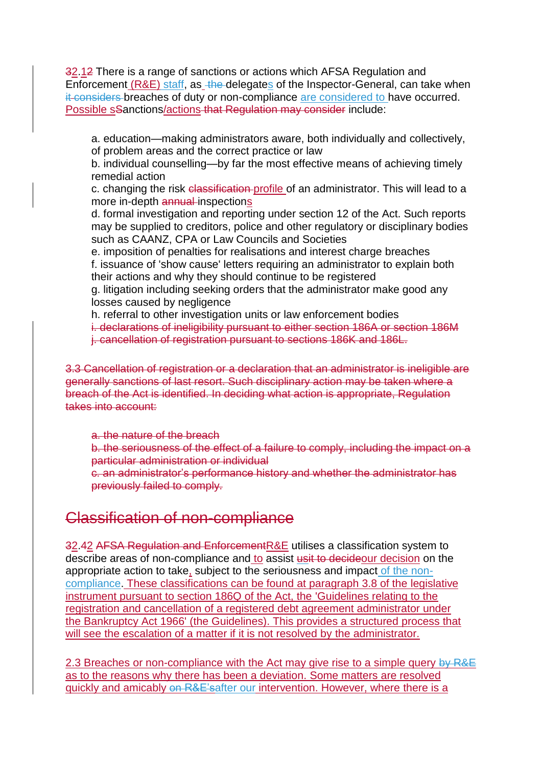~~3~~2.1~~2~~ There is a range of sanctions or actions which AFSA Regulation and Enforcement (R&E) staff, as ~~the~~ delegates of the Inspector-General, can take when ~~it considers~~ breaches of duty or non-compliance are considered to have occurred. Possible s~~S~~anctions/actions ~~that Regulation may consider~~ include:

a. education—making administrators aware, both individually and collectively, of problem areas and the correct practice or law
b. individual counselling—by far the most effective means of achieving timely remedial action
c. changing the risk ~~classification~~ profile of an administrator. This will lead to a more in-depth ~~annual~~ inspections
d. formal investigation and reporting under section 12 of the Act. Such reports may be supplied to creditors, police and other regulatory or disciplinary bodies such as CAANZ, CPA or Law Councils and Societies
e. imposition of penalties for realisations and interest charge breaches
f. issuance of 'show cause' letters requiring an administrator to explain both their actions and why they should continue to be registered
g. litigation including seeking orders that the administrator make good any losses caused by negligence
h. referral to other investigation units or law enforcement bodies
~~i. declarations of ineligibility pursuant to either section 186A or section 186M~~
~~j. cancellation of registration pursuant to sections 186K and 186L.~~

~~3.3 Cancellation of registration or a declaration that an administrator is ineligible are generally sanctions of last resort. Such disciplinary action may be taken where a breach of the Act is identified. In deciding what action is appropriate, Regulation takes into account:~~

~~a. the nature of the breach~~
~~b. the seriousness of the effect of a failure to comply, including the impact on a particular administration or individual~~
~~c. an administrator's performance history and whether the administrator has previously failed to comply.~~

## ~~Classification of non-compliance~~

~~3~~2.4~~2~~ ~~AFSA Regulation and Enforcement~~R&E utilises a classification system to describe areas of non-compliance and to assist ~~usit to decide~~our decision on the appropriate action to take, subject to the seriousness and impact of the non-compliance. These classifications can be found at paragraph 3.8 of the legislative instrument pursuant to section 186Q of the Act, the 'Guidelines relating to the registration and cancellation of a registered debt agreement administrator under the Bankruptcy Act 1966' (the Guidelines). This provides a structured process that will see the escalation of a matter if it is not resolved by the administrator.

2.3 Breaches or non-compliance with the Act may give rise to a simple query ~~by R&E~~ as to the reasons why there has been a deviation. Some matters are resolved quickly and amicably ~~on R&E's~~after our intervention. However, where there is a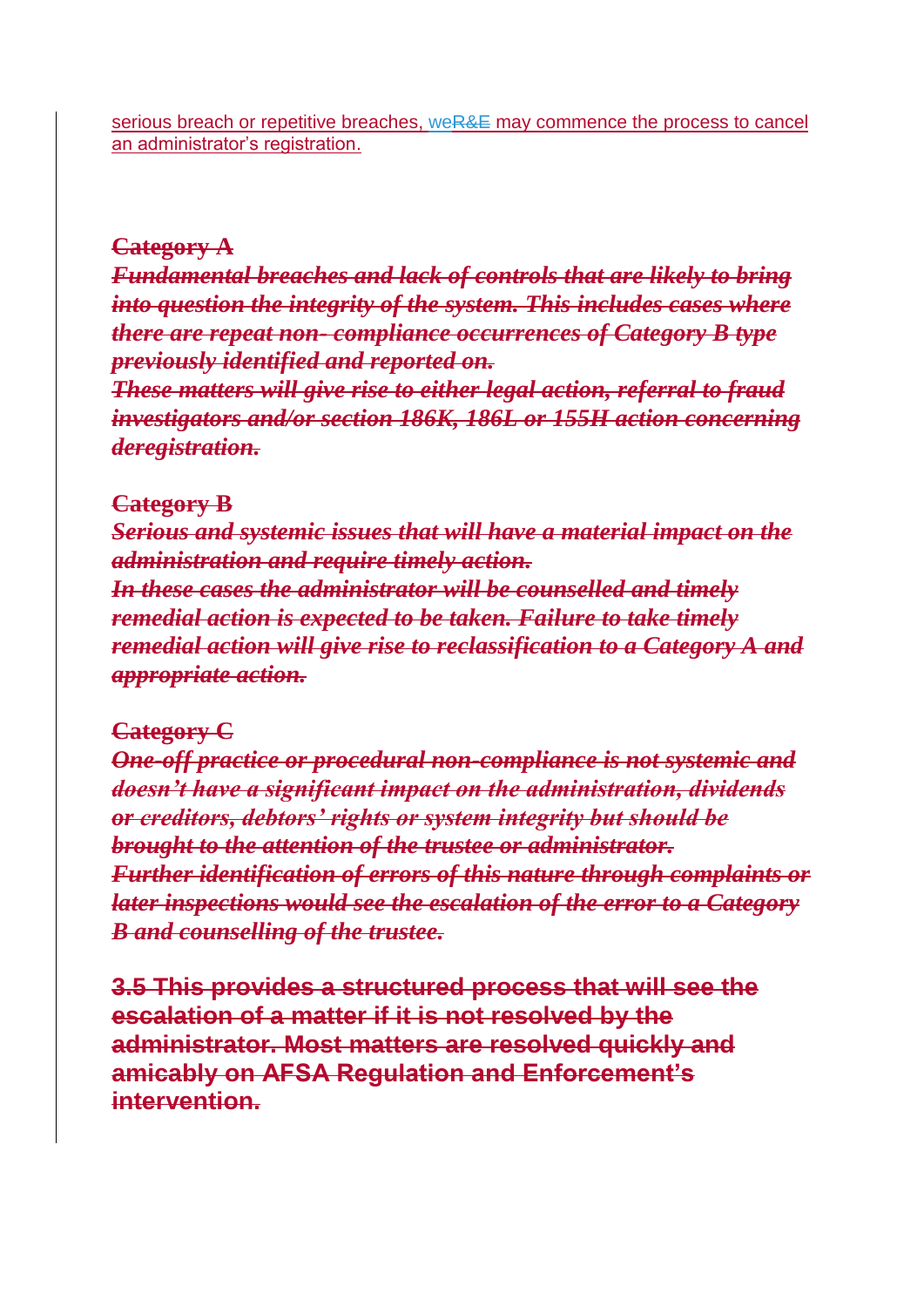serious breach or repetitive breaches, weR&E may commence the process to cancel an administrator's registration.

~~**Category A**~~

~~***Fundamental breaches and lack of controls that are likely to bring into question the integrity of the system. This includes cases where there are repeat non- compliance occurrences of Category B type previously identified and reported on.***~~

~~***These matters will give rise to either legal action, referral to fraud investigators and/or section 186K, 186L or 155H action concerning deregistration.***~~

~~**Category B**~~

~~***Serious and systemic issues that will have a material impact on the administration and require timely action.***~~

~~***In these cases the administrator will be counselled and timely remedial action is expected to be taken. Failure to take timely remedial action will give rise to reclassification to a Category A and appropriate action.***~~

~~**Category C**~~

~~***One-off practice or procedural non-compliance is not systemic and doesn't have a significant impact on the administration, dividends or creditors, debtors' rights or system integrity but should be brought to the attention of the trustee or administrator.***~~

~~***Further identification of errors of this nature through complaints or later inspections would see the escalation of the error to a Category B and counselling of the trustee.***~~

~~**3.5 This provides a structured process that will see the escalation of a matter if it is not resolved by the administrator. Most matters are resolved quickly and amicably on AFSA Regulation and Enforcement's intervention.**~~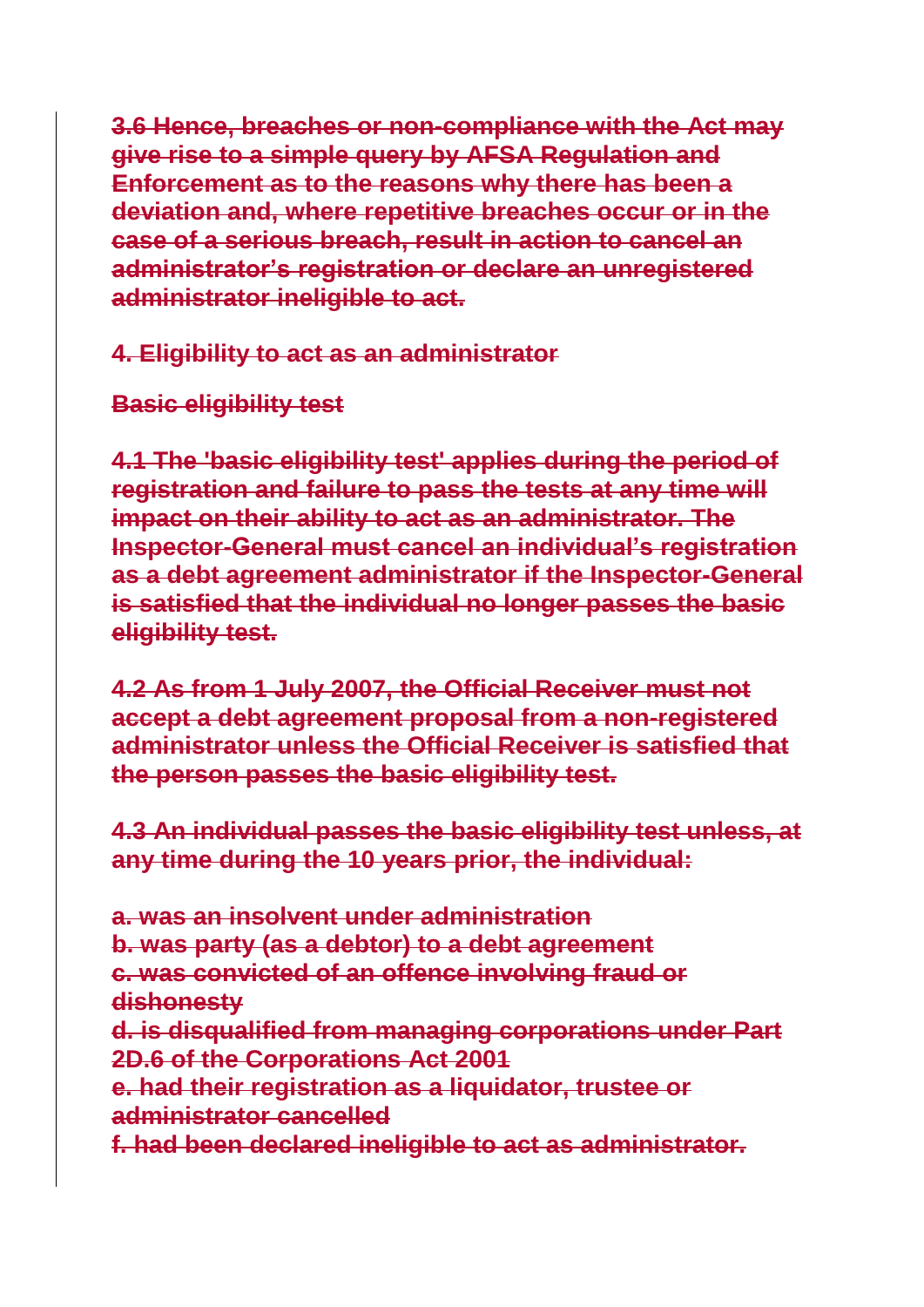**~~3.6 Hence, breaches or non-compliance with the Act may give rise to a simple query by AFSA Regulation and Enforcement as to the reasons why there has been a deviation and, where repetitive breaches occur or in the case of a serious breach, result in action to cancel an administrator's registration or declare an unregistered administrator ineligible to act.~~**

## ~~4. Eligibility to act as an administrator~~

### ~~Basic eligibility test~~

**~~4.1 The 'basic eligibility test' applies during the period of registration and failure to pass the tests at any time will impact on their ability to act as an administrator. The Inspector-General must cancel an individual's registration as a debt agreement administrator if the Inspector-General is satisfied that the individual no longer passes the basic eligibility test.~~**

**~~4.2 As from 1 July 2007, the Official Receiver must not accept a debt agreement proposal from a non-registered administrator unless the Official Receiver is satisfied that the person passes the basic eligibility test.~~**

**~~4.3 An individual passes the basic eligibility test unless, at any time during the 10 years prior, the individual:~~**

**~~a. was an insolvent under administration~~**
**~~b. was party (as a debtor) to a debt agreement~~**
**~~c. was convicted of an offence involving fraud or dishonesty~~**
**~~d. is disqualified from managing corporations under Part 2D.6 of the Corporations Act 2001~~**
**~~e. had their registration as a liquidator, trustee or administrator cancelled~~**
**~~f. had been declared ineligible to act as administrator.~~**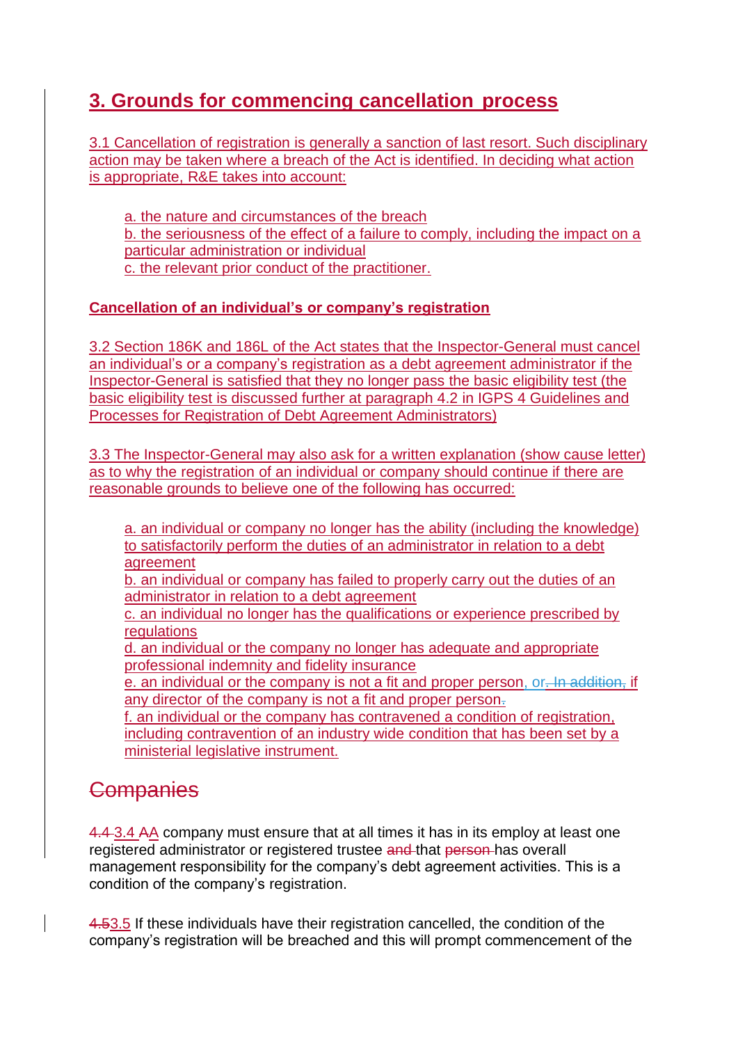## 3. Grounds for commencing cancellation process

3.1 Cancellation of registration is generally a sanction of last resort. Such disciplinary action may be taken where a breach of the Act is identified. In deciding what action is appropriate, R&E takes into account:

a. the nature and circumstances of the breach
b. the seriousness of the effect of a failure to comply, including the impact on a particular administration or individual
c. the relevant prior conduct of the practitioner.

**Cancellation of an individual's or company's registration**

3.2 Section 186K and 186L of the Act states that the Inspector-General must cancel an individual's or a company's registration as a debt agreement administrator if the Inspector-General is satisfied that they no longer pass the basic eligibility test (the basic eligibility test is discussed further at paragraph 4.2 in IGPS 4 Guidelines and Processes for Registration of Debt Agreement Administrators)

3.3 The Inspector-General may also ask for a written explanation (show cause letter) as to why the registration of an individual or company should continue if there are reasonable grounds to believe one of the following has occurred:

a. an individual or company no longer has the ability (including the knowledge) to satisfactorily perform the duties of an administrator in relation to a debt agreement
b. an individual or company has failed to properly carry out the duties of an administrator in relation to a debt agreement
c. an individual no longer has the qualifications or experience prescribed by regulations
d. an individual or the company no longer has adequate and appropriate professional indemnity and fidelity insurance
e. an individual or the company is not a fit and proper person, or if any director of the company is not a fit and proper person
f. an individual or the company has contravened a condition of registration, including contravention of an industry wide condition that has been set by a ministerial legislative instrument.

3.4 A company must ensure that at all times it has in its employ at least one registered administrator or registered trustee that has overall management responsibility for the company's debt agreement activities. This is a condition of the company's registration.

3.5 If these individuals have their registration cancelled, the condition of the company's registration will be breached and this will prompt commencement of the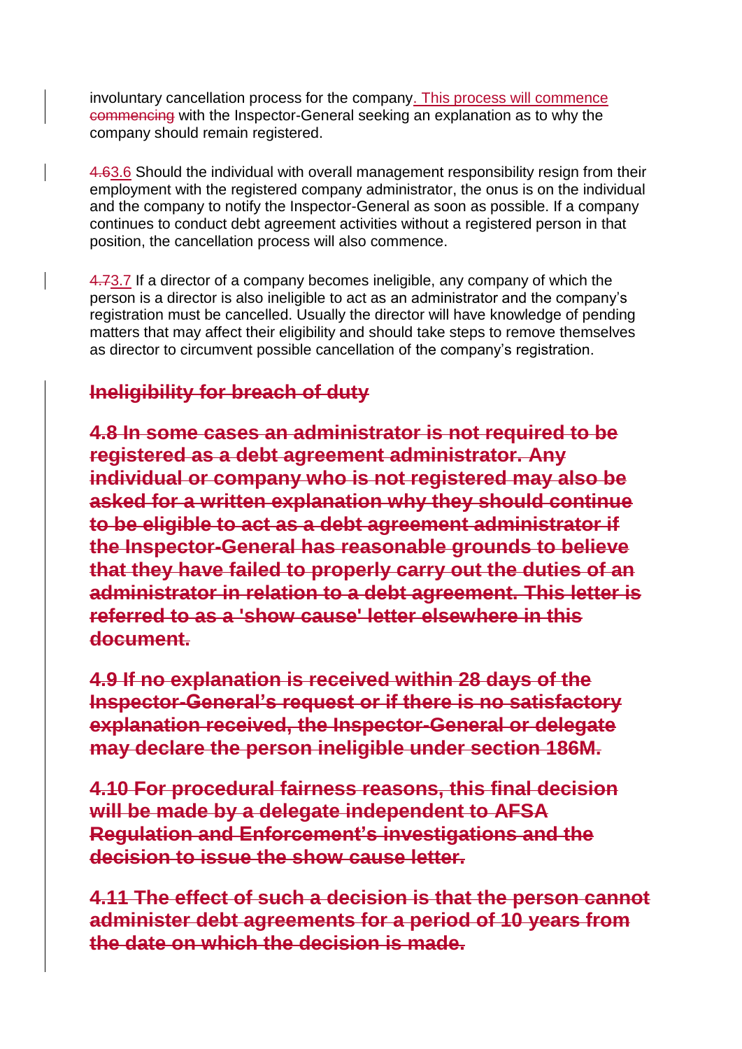involuntary cancellation process for the company. This process will commence ~~commencing~~ with the Inspector-General seeking an explanation as to why the company should remain registered.

~~4.6~~3.6 Should the individual with overall management responsibility resign from their employment with the registered company administrator, the onus is on the individual and the company to notify the Inspector-General as soon as possible. If a company continues to conduct debt agreement activities without a registered person in that position, the cancellation process will also commence.

~~4.7~~3.7 If a director of a company becomes ineligible, any company of which the person is a director is also ineligible to act as an administrator and the company's registration must be cancelled. Usually the director will have knowledge of pending matters that may affect their eligibility and should take steps to remove themselves as director to circumvent possible cancellation of the company's registration.

### ~~Ineligibility for breach of duty~~

**~~4.8 In some cases an administrator is not required to be registered as a debt agreement administrator. Any individual or company who is not registered may also be asked for a written explanation why they should continue to be eligible to act as a debt agreement administrator if the Inspector-General has reasonable grounds to believe that they have failed to properly carry out the duties of an administrator in relation to a debt agreement. This letter is referred to as a 'show cause' letter elsewhere in this document.~~**

**~~4.9 If no explanation is received within 28 days of the Inspector-General's request or if there is no satisfactory explanation received, the Inspector-General or delegate may declare the person ineligible under section 186M.~~**

**~~4.10 For procedural fairness reasons, this final decision will be made by a delegate independent to AFSA Regulation and Enforcement's investigations and the decision to issue the show cause letter.~~**

**~~4.11 The effect of such a decision is that the person cannot administer debt agreements for a period of 10 years from the date on which the decision is made.~~**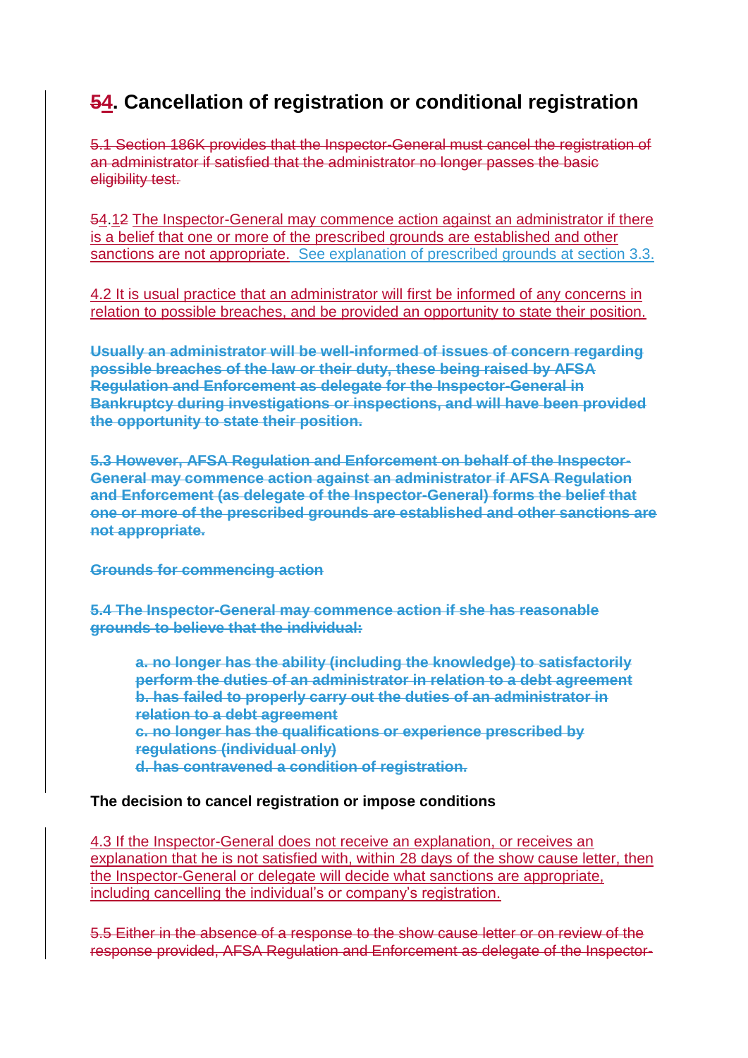## ~~5~~4. Cancellation of registration or conditional registration

~~5.1 Section 186K provides that the Inspector-General must cancel the registration of an administrator if satisfied that the administrator no longer passes the basic eligibility test.~~

~~5~~4.1~~2~~ The Inspector-General may commence action against an administrator if there is a belief that one or more of the prescribed grounds are established and other sanctions are not appropriate. See explanation of prescribed grounds at section 3.3.

4.2 It is usual practice that an administrator will first be informed of any concerns in relation to possible breaches, and be provided an opportunity to state their position.

~~**Usually an administrator will be well-informed of issues of concern regarding possible breaches of the law or their duty, these being raised by AFSA Regulation and Enforcement as delegate for the Inspector-General in Bankruptcy during investigations or inspections, and will have been provided the opportunity to state their position.**~~

~~**5.3 However, AFSA Regulation and Enforcement on behalf of the Inspector-General may commence action against an administrator if AFSA Regulation and Enforcement (as delegate of the Inspector-General) forms the belief that one or more of the prescribed grounds are established and other sanctions are not appropriate.**~~

~~**Grounds for commencing action**~~

~~**5.4 The Inspector-General may commence action if she has reasonable grounds to believe that the individual:**~~

> ~~**a. no longer has the ability (including the knowledge) to satisfactorily perform the duties of an administrator in relation to a debt agreement**~~
> ~~**b. has failed to properly carry out the duties of an administrator in relation to a debt agreement**~~
> ~~**c. no longer has the qualifications or experience prescribed by regulations (individual only)**~~
> ~~**d. has contravened a condition of registration.**~~

**The decision to cancel registration or impose conditions**

4.3 If the Inspector-General does not receive an explanation, or receives an explanation that he is not satisfied with, within 28 days of the show cause letter, then the Inspector-General or delegate will decide what sanctions are appropriate, including cancelling the individual's or company's registration.

~~5.5 Either in the absence of a response to the show cause letter or on review of the response provided, AFSA Regulation and Enforcement as delegate of the Inspector-~~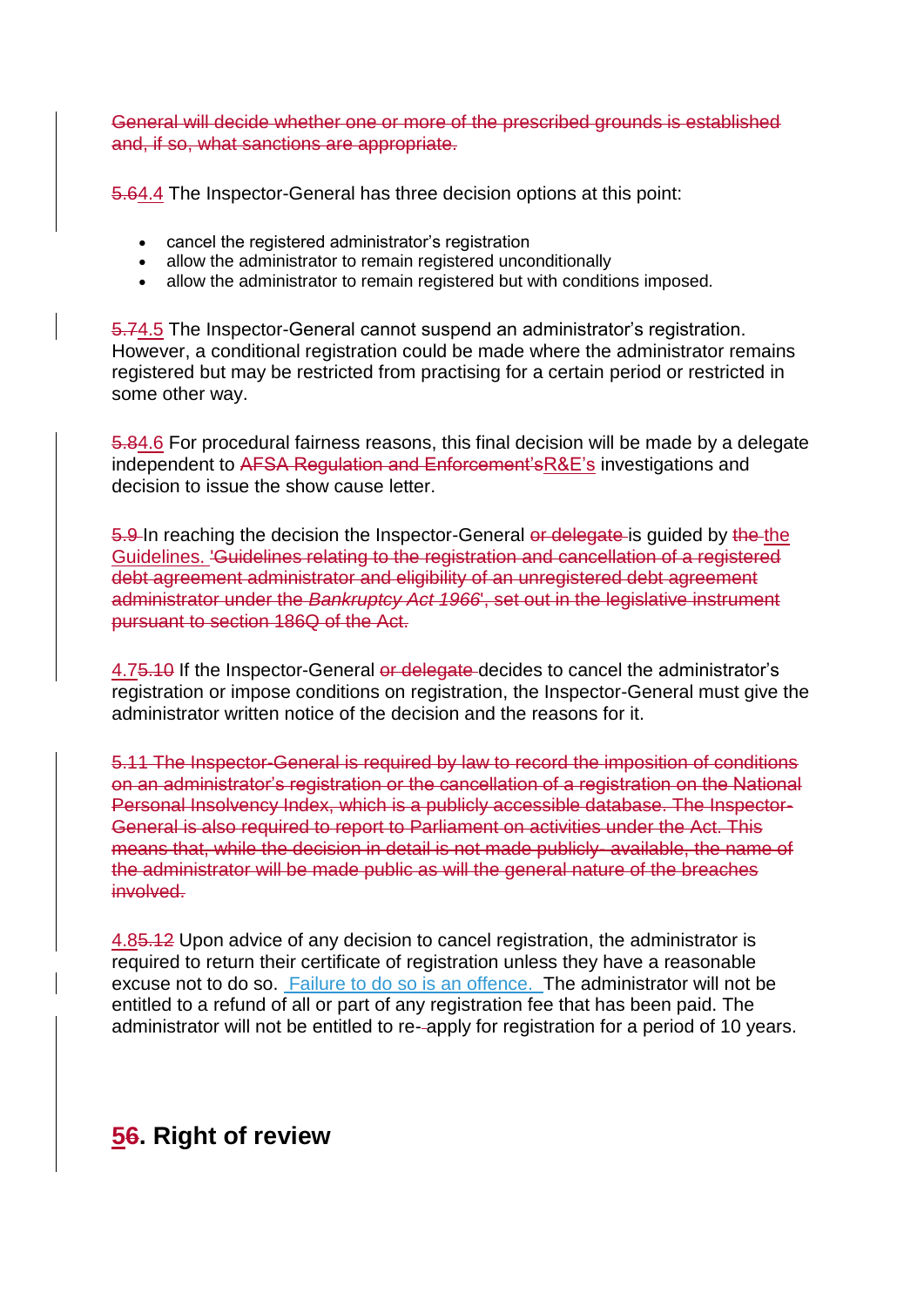~~General will decide whether one or more of the prescribed grounds is established and, if so, what sanctions are appropriate.~~

~~5.6~~4.4 The Inspector-General has three decision options at this point:

- cancel the registered administrator's registration
- allow the administrator to remain registered unconditionally
- allow the administrator to remain registered but with conditions imposed.

~~5.7~~4.5 The Inspector-General cannot suspend an administrator's registration. However, a conditional registration could be made where the administrator remains registered but may be restricted from practising for a certain period or restricted in some other way.

~~5.8~~4.6 For procedural fairness reasons, this final decision will be made by a delegate independent to ~~AFSA Regulation and Enforcement's~~R&E's investigations and decision to issue the show cause letter.

~~5.9~~ In reaching the decision the Inspector-General ~~or delegate~~ is guided by ~~the~~ the Guidelines. ~~'Guidelines relating to the registration and cancellation of a registered debt agreement administrator and eligibility of an unregistered debt agreement administrator under the *Bankruptcy Act 1966*', set out in the legislative instrument pursuant to section 186Q of the Act.~~

4.7~~5.10~~ If the Inspector-General ~~or delegate~~ decides to cancel the administrator's registration or impose conditions on registration, the Inspector-General must give the administrator written notice of the decision and the reasons for it.

~~5.11 The Inspector-General is required by law to record the imposition of conditions on an administrator's registration or the cancellation of a registration on the National Personal Insolvency Index, which is a publicly accessible database. The Inspector-General is also required to report to Parliament on activities under the Act. This means that, while the decision in detail is not made publicly- available, the name of the administrator will be made public as will the general nature of the breaches involved.~~

4.8~~5.12~~ Upon advice of any decision to cancel registration, the administrator is required to return their certificate of registration unless they have a reasonable excuse not to do so. Failure to do so is an offence. The administrator will not be entitled to a refund of all or part of any registration fee that has been paid. The administrator will not be entitled to re-~~-~~apply for registration for a period of 10 years.

# 5~~6~~. Right of review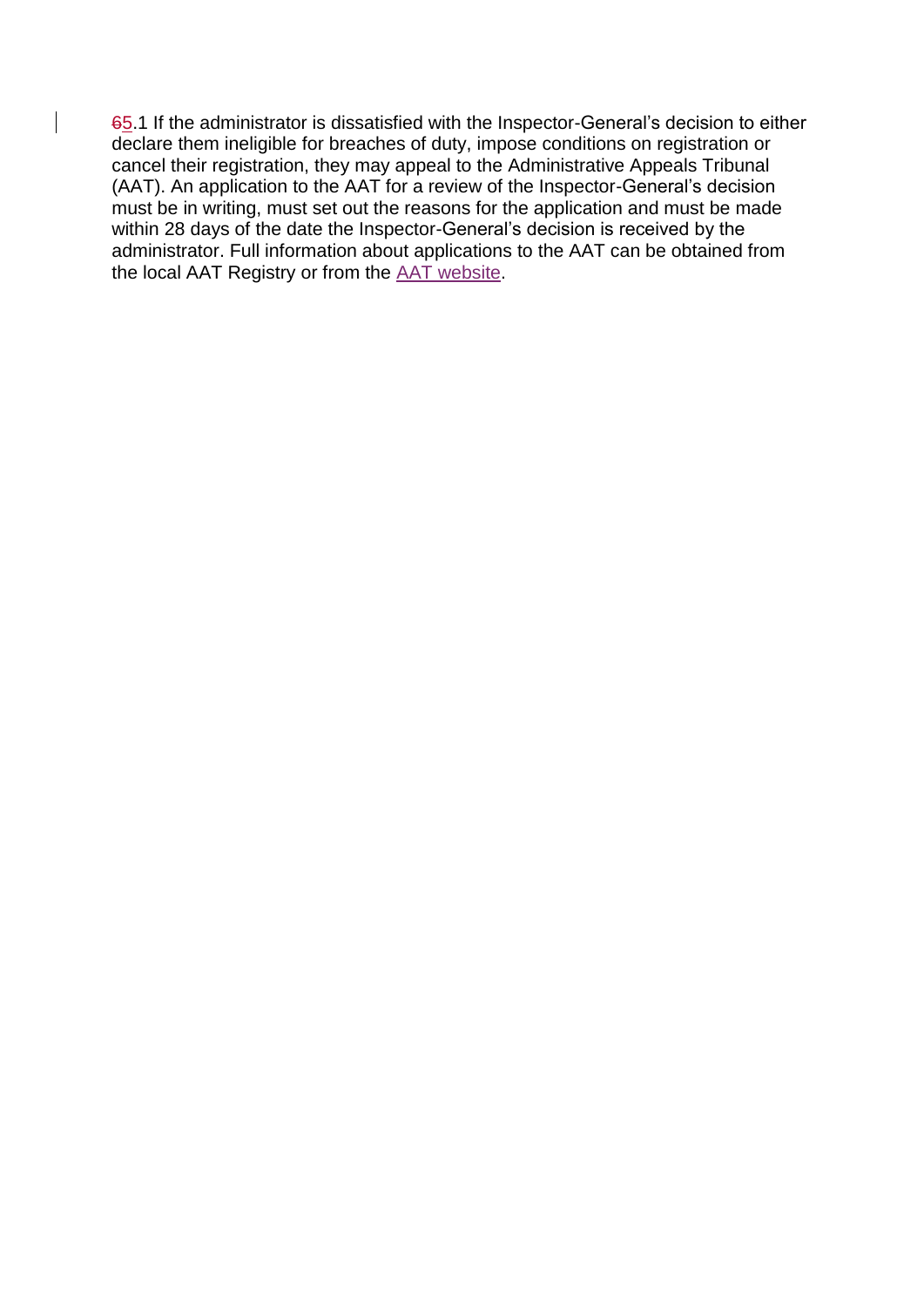65.1 If the administrator is dissatisfied with the Inspector-General's decision to either declare them ineligible for breaches of duty, impose conditions on registration or cancel their registration, they may appeal to the Administrative Appeals Tribunal (AAT). An application to the AAT for a review of the Inspector-General's decision must be in writing, must set out the reasons for the application and must be made within 28 days of the date the Inspector-General's decision is received by the administrator. Full information about applications to the AAT can be obtained from the local AAT Registry or from the AAT website.